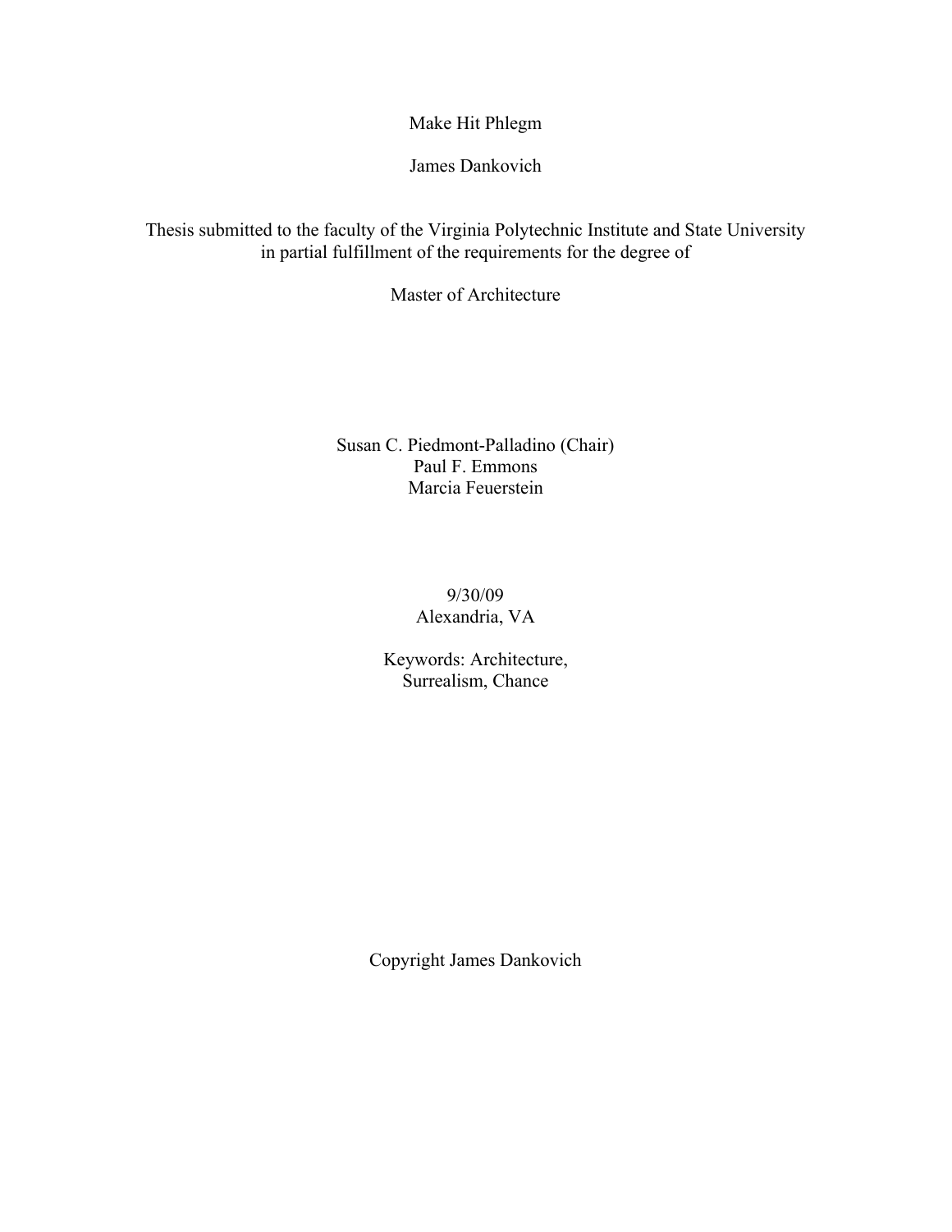# Make Hit Phlegm

James Dankovich

Thesis submitted to the faculty of the Virginia Polytechnic Institute and State University in partial fulfillment of the requirements for the degree of

Master of Architecture

Susan C. Piedmont-Palladino (Chair)
Paul F. Emmons
Marcia Feuerstein

9/30/09
Alexandria, VA

Keywords: Architecture, Surrealism, Chance

Copyright James Dankovich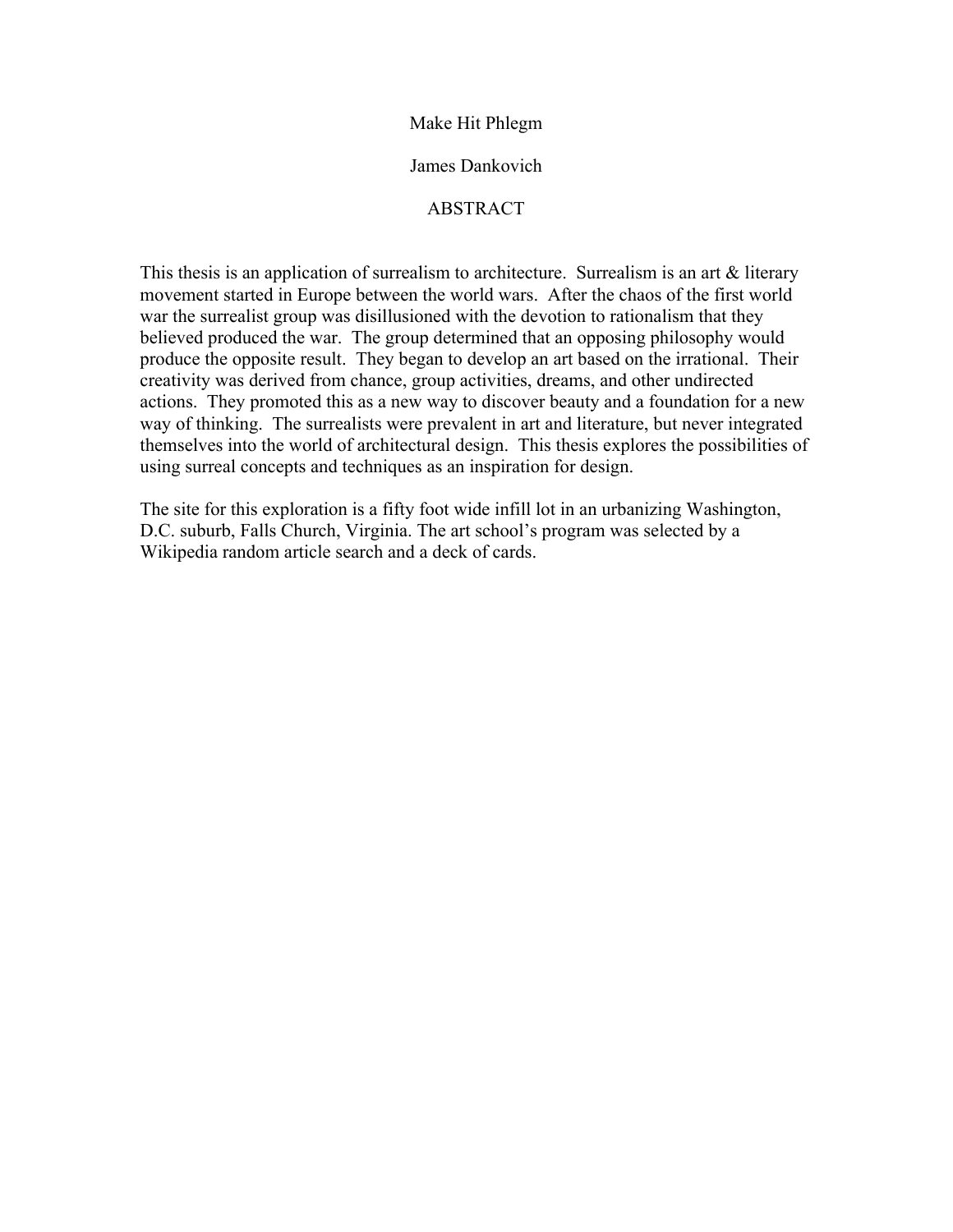Make Hit Phlegm

James Dankovich

ABSTRACT

This thesis is an application of surrealism to architecture. Surrealism is an art & literary movement started in Europe between the world wars. After the chaos of the first world war the surrealist group was disillusioned with the devotion to rationalism that they believed produced the war. The group determined that an opposing philosophy would produce the opposite result. They began to develop an art based on the irrational. Their creativity was derived from chance, group activities, dreams, and other undirected actions. They promoted this as a new way to discover beauty and a foundation for a new way of thinking. The surrealists were prevalent in art and literature, but never integrated themselves into the world of architectural design. This thesis explores the possibilities of using surreal concepts and techniques as an inspiration for design.

The site for this exploration is a fifty foot wide infill lot in an urbanizing Washington, D.C. suburb, Falls Church, Virginia. The art school's program was selected by a Wikipedia random article search and a deck of cards.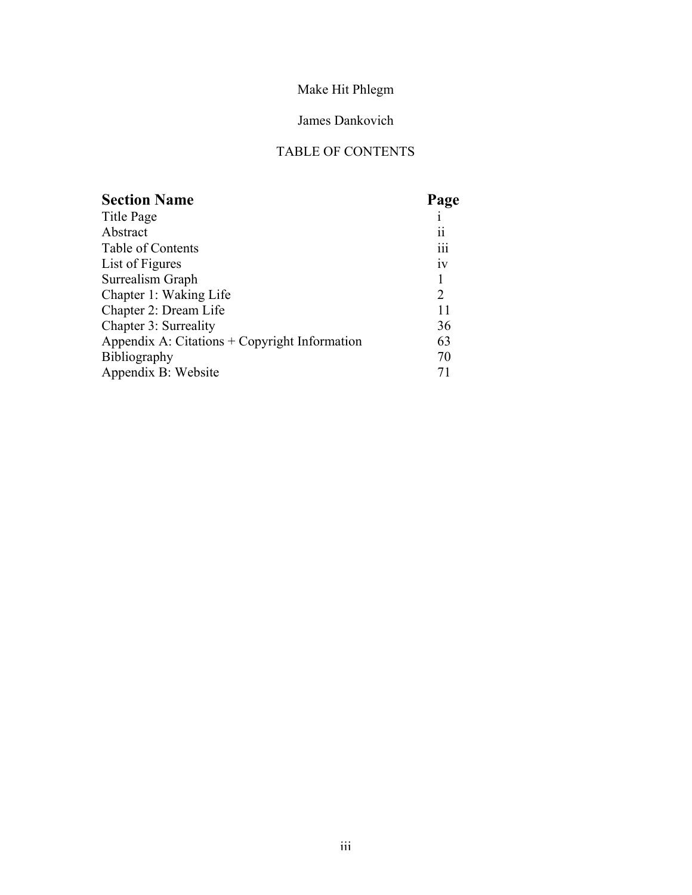Make Hit Phlegm

James Dankovich

TABLE OF CONTENTS

| **Section Name** | **Page** |
| --- | --- |
| Title Page | i |
| Abstract | ii |
| Table of Contents | iii |
| List of Figures | iv |
| Surrealism Graph | 1 |
| Chapter 1: Waking Life | 2 |
| Chapter 2: Dream Life | 11 |
| Chapter 3: Surreality | 36 |
| Appendix A: Citations + Copyright Information | 63 |
| Bibliography | 70 |
| Appendix B: Website | 71 |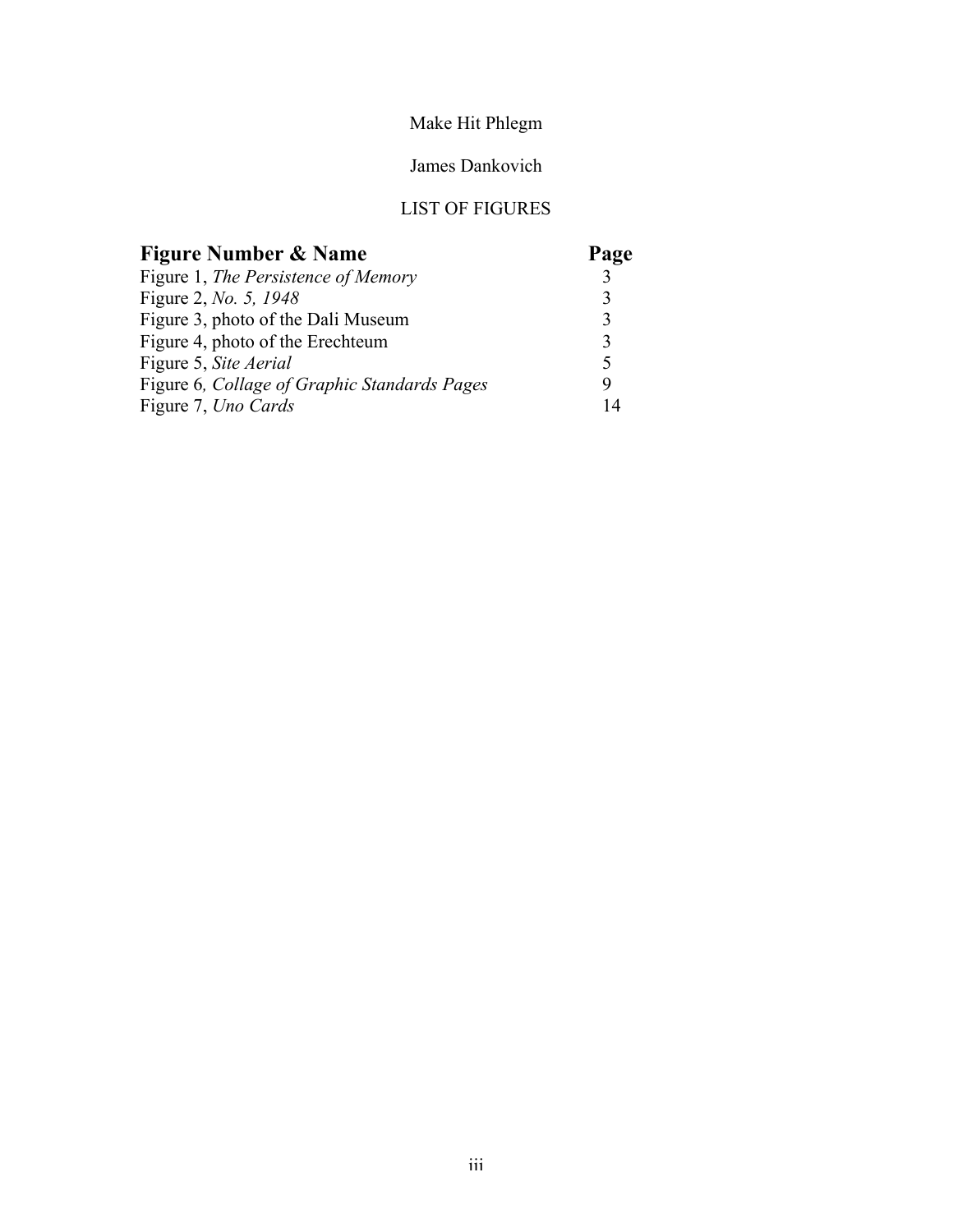Make Hit Phlegm

James Dankovich

LIST OF FIGURES

| Figure Number & Name | Page |
| --- | --- |
| Figure 1, *The Persistence of Memory* | 3 |
| Figure 2, *No. 5, 1948* | 3 |
| Figure 3, photo of the Dali Museum | 3 |
| Figure 4, photo of the Erechteum | 3 |
| Figure 5, *Site Aerial* | 5 |
| Figure 6*, Collage of Graphic Standards Pages* | 9 |
| Figure 7, *Uno Cards* | 14 |